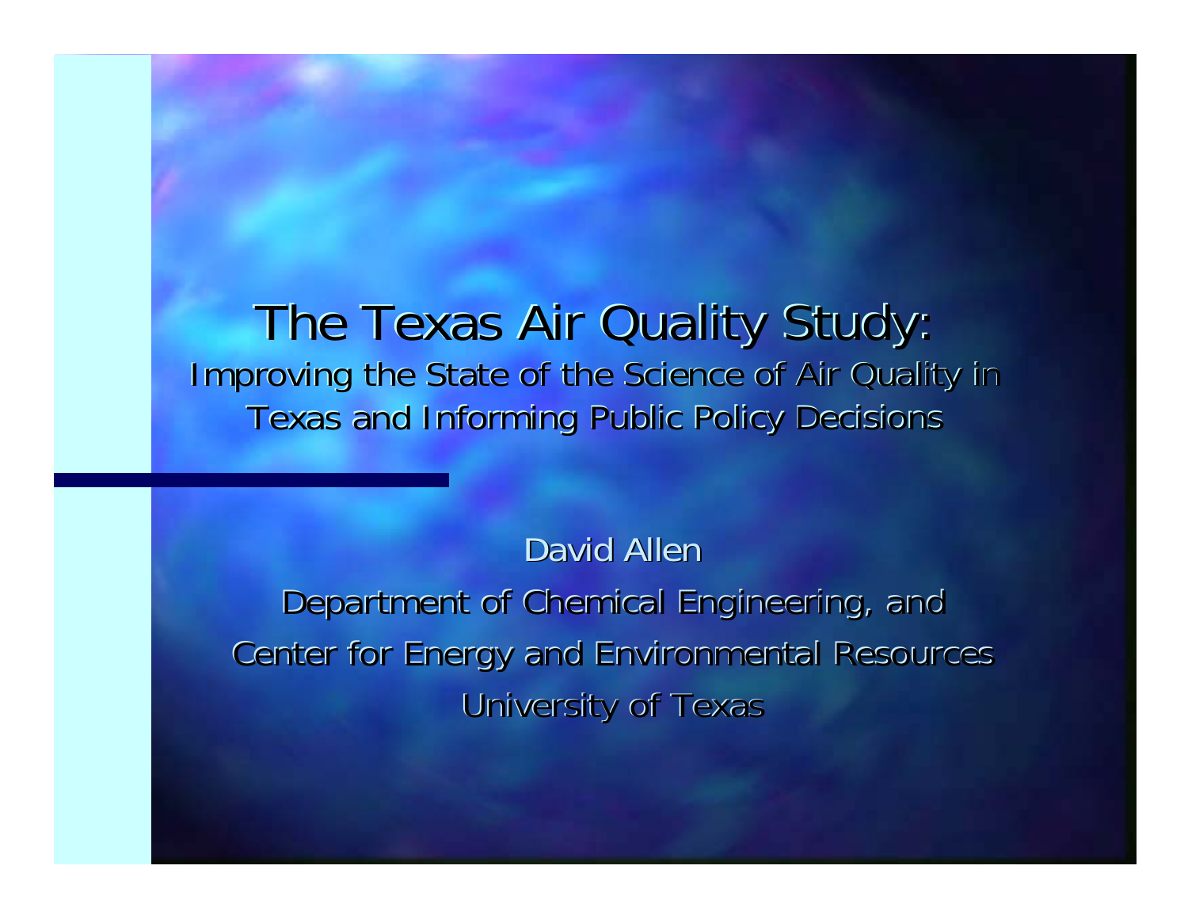# The Texas Air Quality Study:

## Improving the State of the Science of Air Quality in Texas and Informing Public Policy Decisions

David Allen

Department of Chemical Engineering, and

Center for Energy and Environmental Resources

University of Texas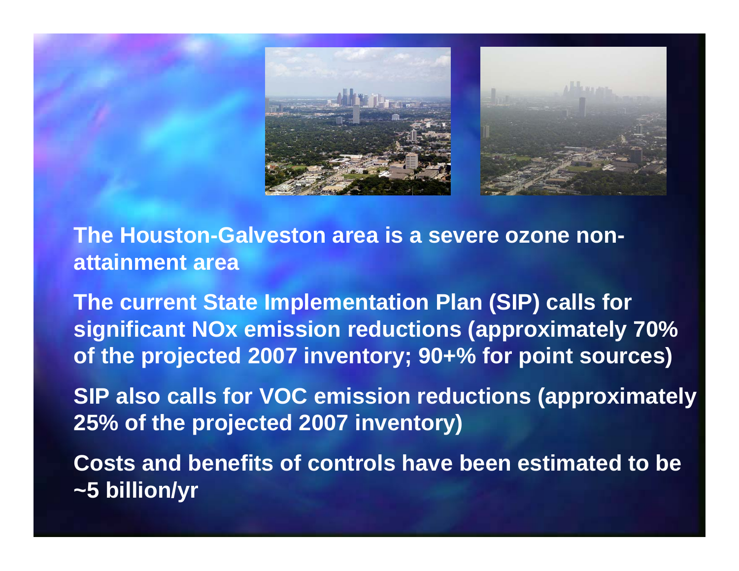The Houston-Galveston area is a severe ozone non-attainment area

The current State Implementation Plan (SIP) calls for significant NOx emission reductions (approximately 70% of the projected 2007 inventory; 90+% for point sources)

SIP also calls for VOC emission reductions (approximately 25% of the projected 2007 inventory)

Costs and benefits of controls have been estimated to be ~5 billion/yr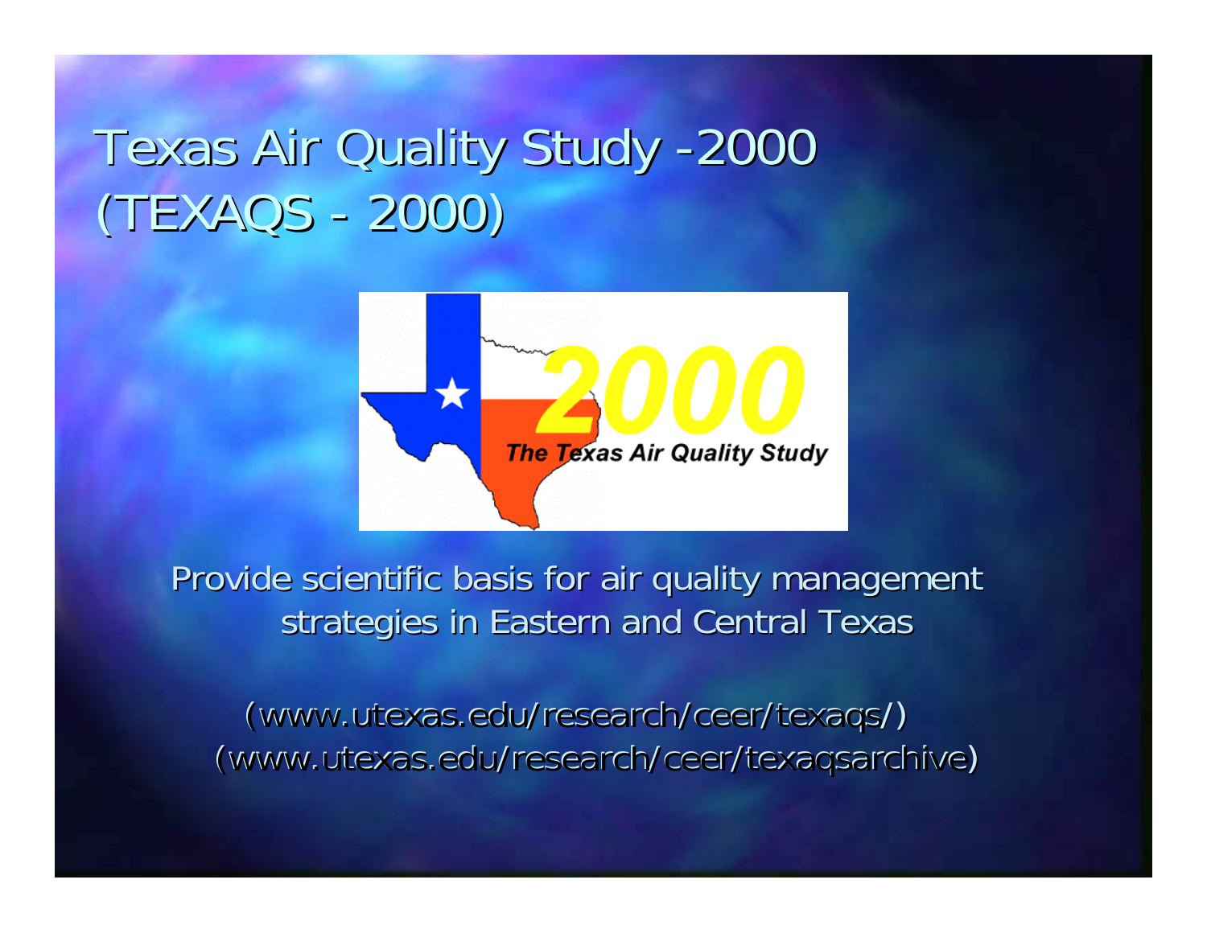# Texas Air Quality Study -2000 (TEXAQS - 2000)

Provide scientific basis for air quality management strategies in Eastern and Central Texas

(www.utexas.edu/research/ceer/texaqs/)
(www.utexas.edu/research/ceer/texaqsarchive)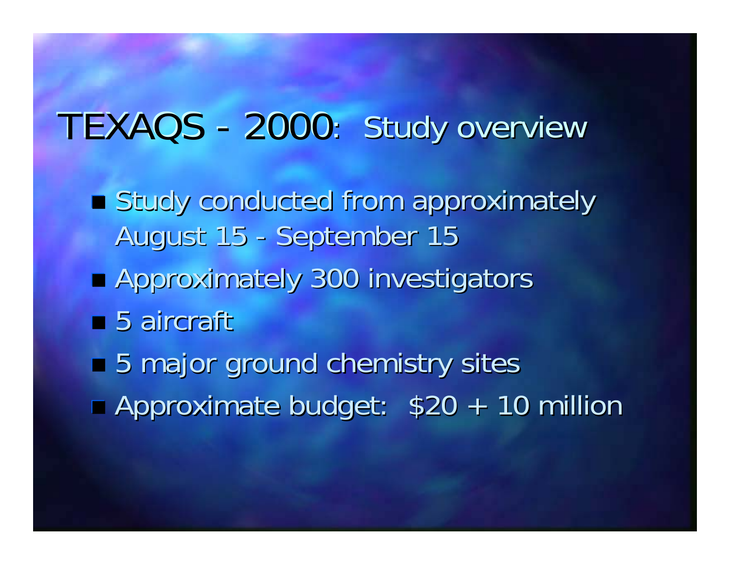# TEXAQS - 2000: Study overview

- Study conducted from approximately August 15 - September 15
- Approximately 300 investigators
- 5 aircraft
- 5 major ground chemistry sites
- Approximate budget: $20 + 10 million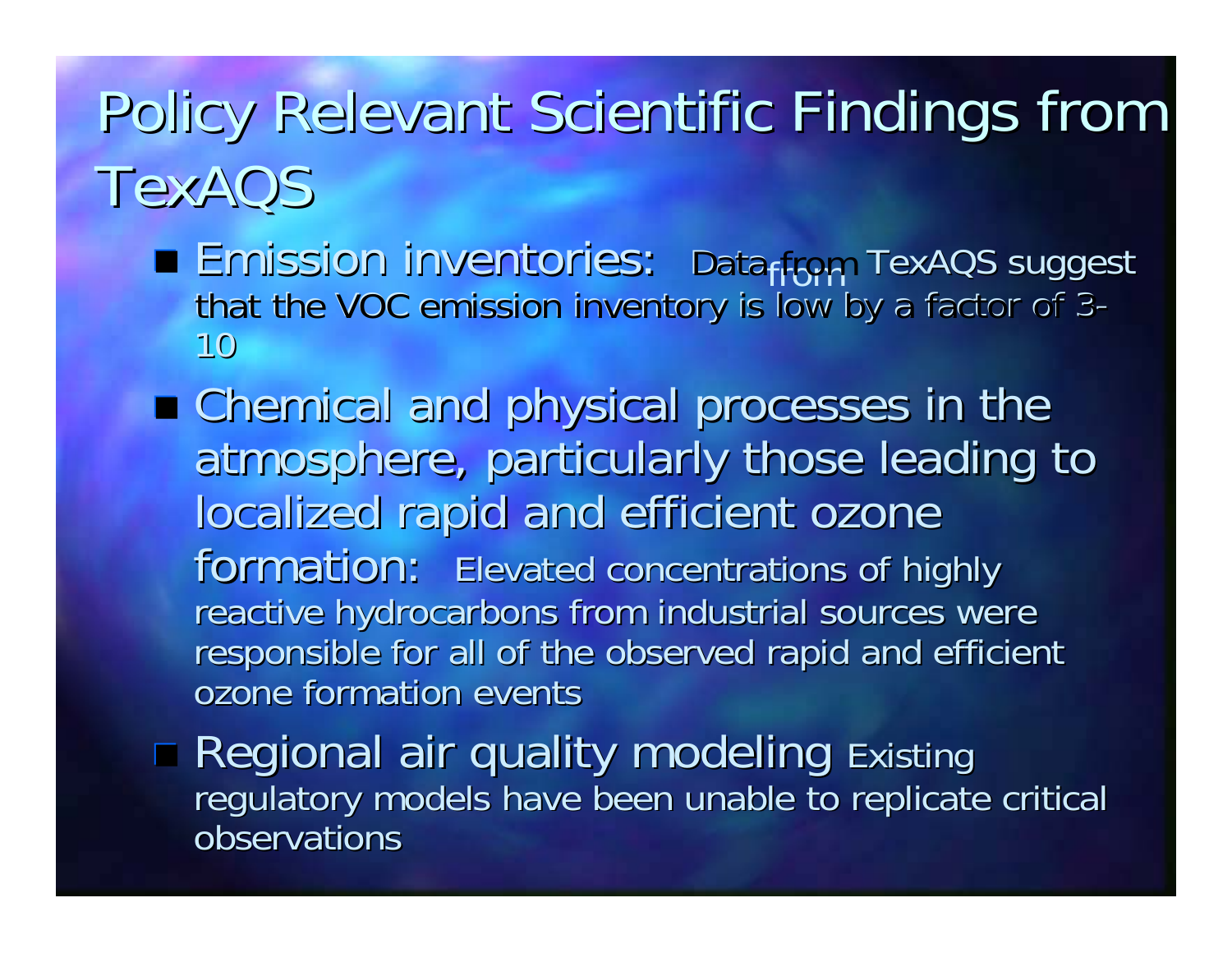# Policy Relevant Scientific Findings from TexAQS

- **Emission inventories:** Data from TexAQS suggest that the VOC emission inventory is low by a factor of 3-10
- **Chemical and physical processes in the atmosphere, particularly those leading to localized rapid and efficient ozone formation:** Elevated concentrations of highly reactive hydrocarbons from industrial sources were responsible for all of the observed rapid and efficient ozone formation events
- **Regional air quality modeling** Existing regulatory models have been unable to replicate critical observations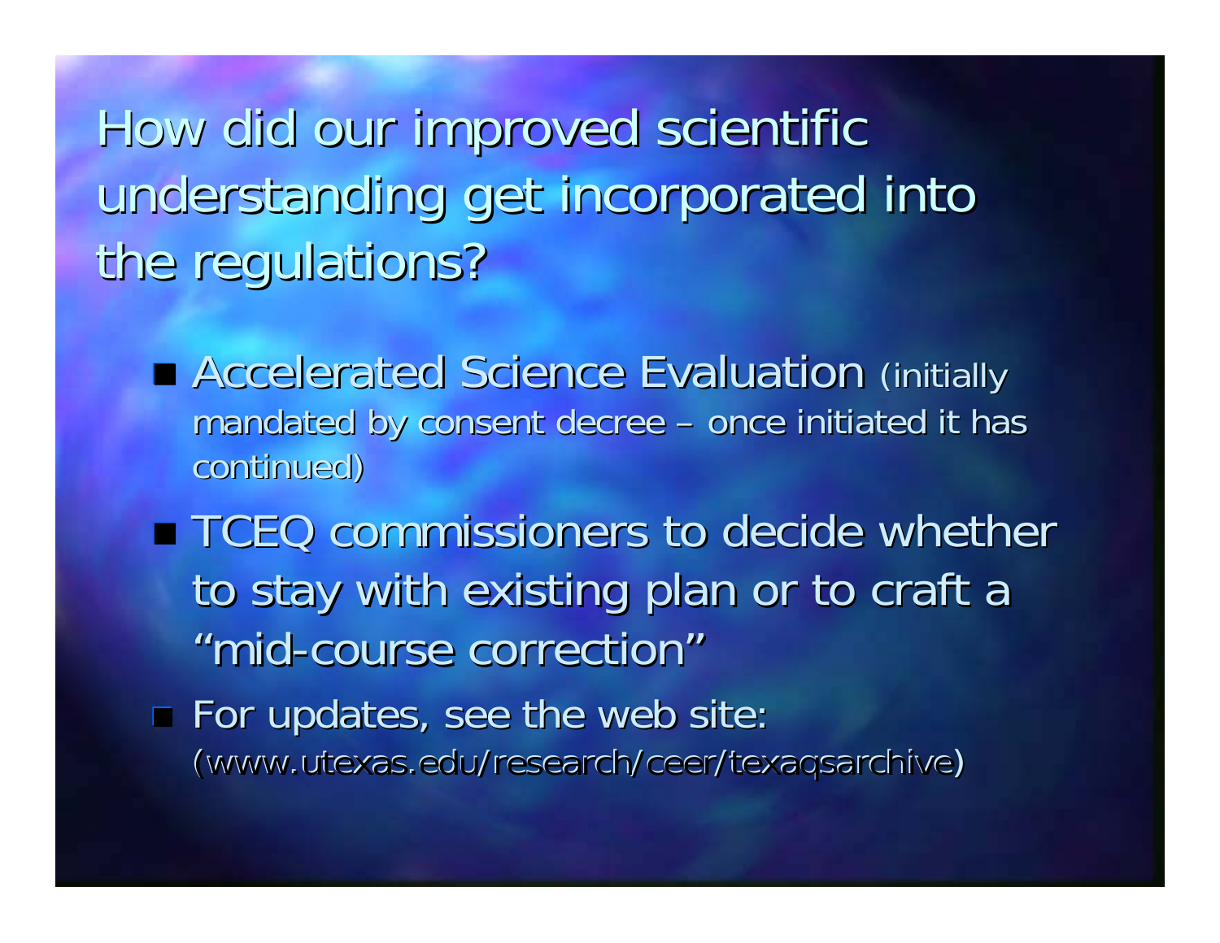# How did our improved scientific understanding get incorporated into the regulations?

- Accelerated Science Evaluation (initially mandated by consent decree – once initiated it has continued)
- TCEQ commissioners to decide whether to stay with existing plan or to craft a "mid-course correction"
- For updates, see the web site: (www.utexas.edu/research/ceer/texaqsarchive)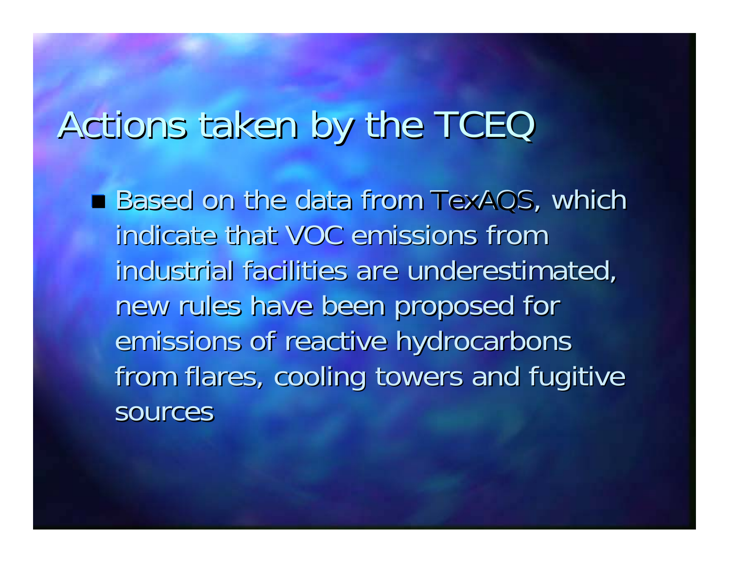# Actions taken by the TCEQ

- Based on the data from TexAQS, which indicate that VOC emissions from industrial facilities are underestimated, new rules have been proposed for emissions of reactive hydrocarbons from flares, cooling towers and fugitive sources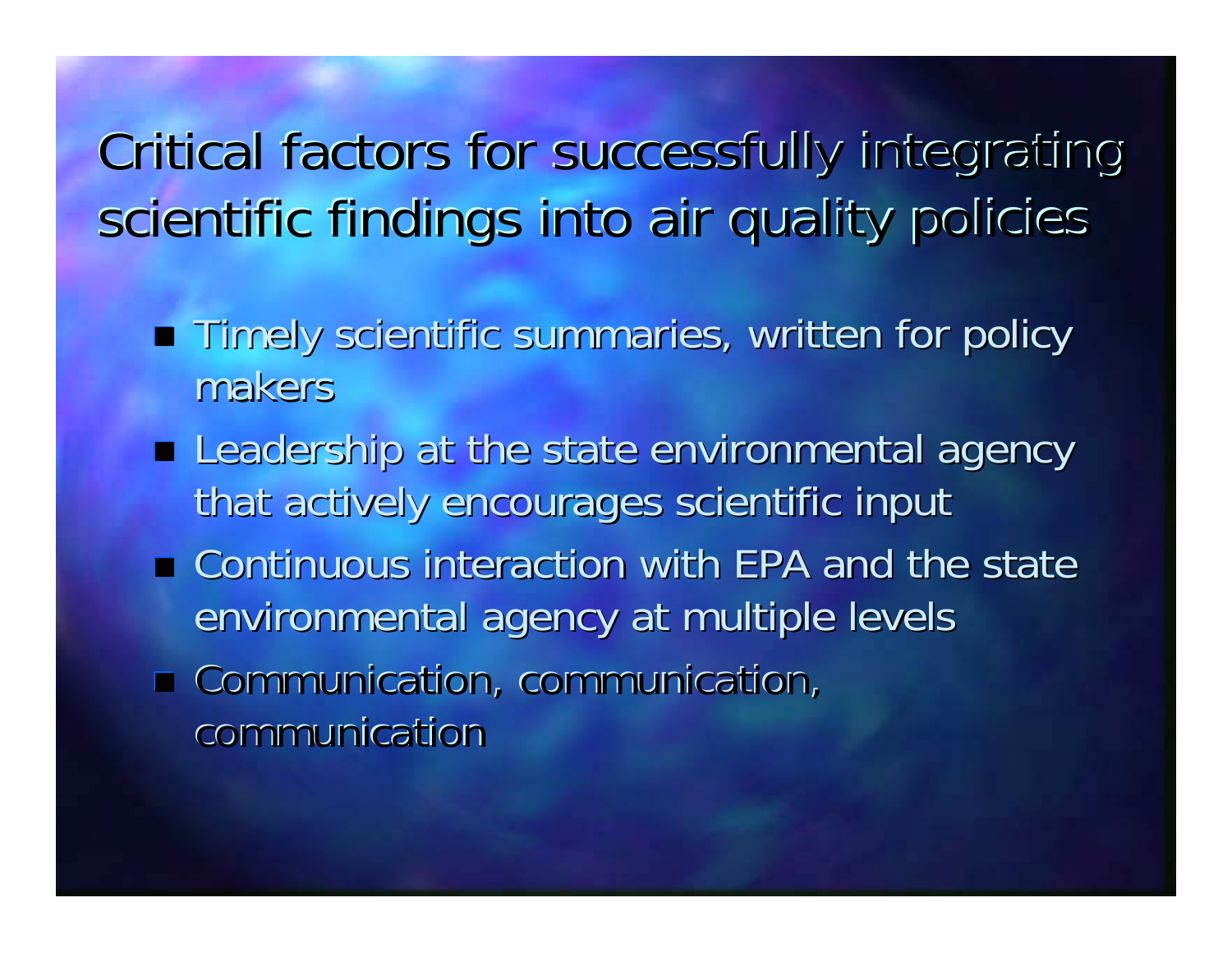# Critical factors for successfully integrating scientific findings into air quality policies

- Timely scientific summaries, written for policy makers
- Leadership at the state environmental agency that actively encourages scientific input
- Continuous interaction with EPA and the state environmental agency at multiple levels
- Communication, communication, communication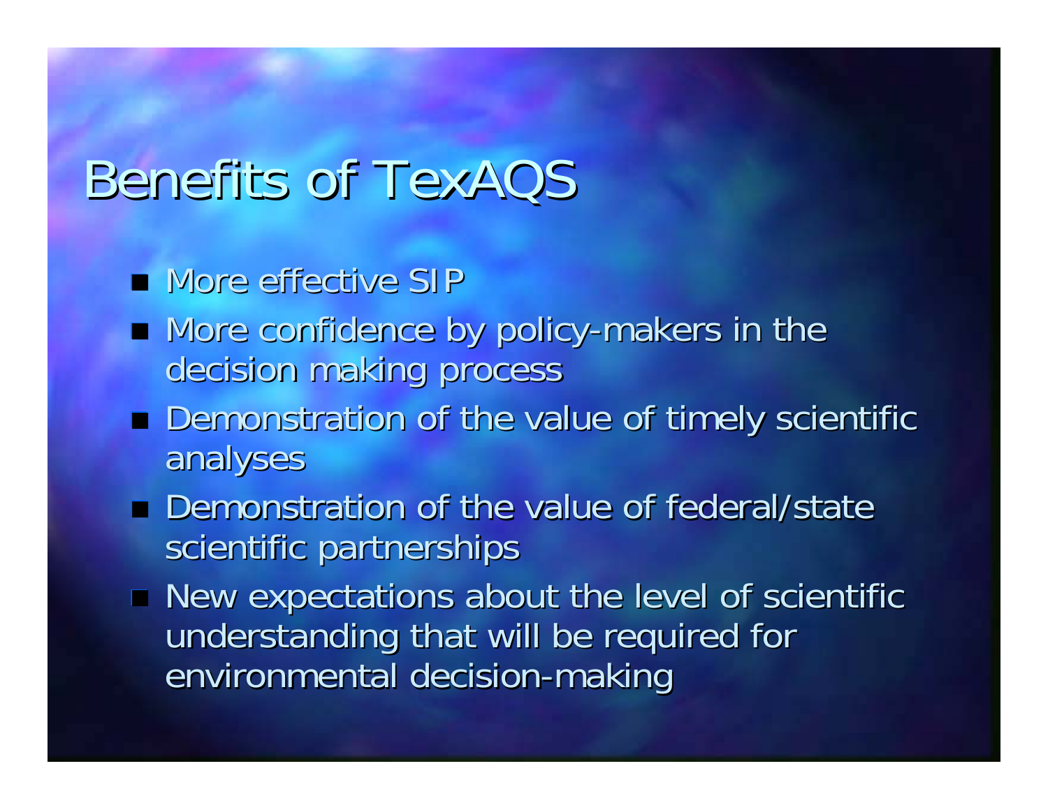# Benefits of TexAQS

- More effective SIP
- More confidence by policy-makers in the decision making process
- Demonstration of the value of timely scientific analyses
- Demonstration of the value of federal/state scientific partnerships
- New expectations about the level of scientific understanding that will be required for environmental decision-making